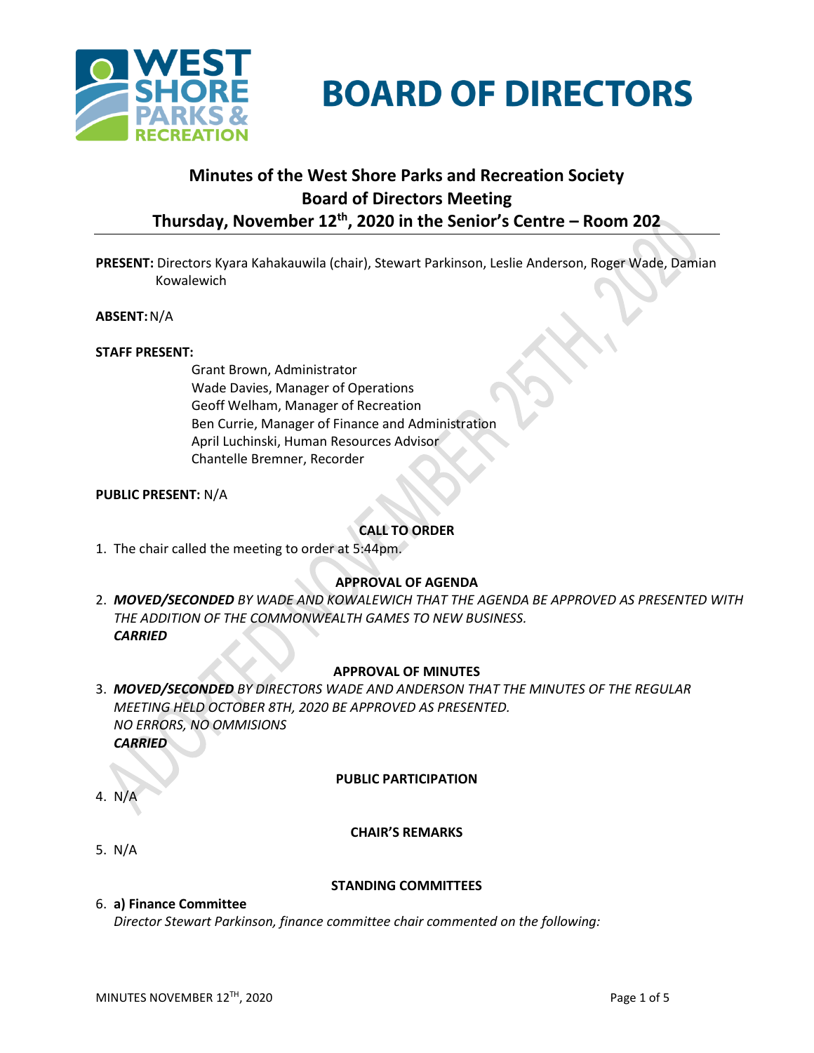# BOARD OF DIRECTORS

## Minutes of the West Shore Parks and Recreation Society Board of Directors Meeting Thursday, November 12th, 2020 in the Senior's Centre – Room 202

**PRESENT:** Directors Kyara Kahakauwila (chair), Stewart Parkinson, Leslie Anderson, Roger Wade, Damian Kowalewich

**ABSENT:** N/A

**STAFF PRESENT:**

Grant Brown, Administrator
Wade Davies, Manager of Operations
Geoff Welham, Manager of Recreation
Ben Currie, Manager of Finance and Administration
April Luchinski, Human Resources Advisor
Chantelle Bremner, Recorder

**PUBLIC PRESENT:** N/A

### CALL TO ORDER

1. The chair called the meeting to order at 5:44pm.

### APPROVAL OF AGENDA

2. ***MOVED/SECONDED*** *BY WADE AND KOWALEWICH THAT THE AGENDA BE APPROVED AS PRESENTED WITH THE ADDITION OF THE COMMONWEALTH GAMES TO NEW BUSINESS.*
   ***CARRIED***

### APPROVAL OF MINUTES

3. ***MOVED/SECONDED*** *BY DIRECTORS WADE AND ANDERSON THAT THE MINUTES OF THE REGULAR MEETING HELD OCTOBER 8TH, 2020 BE APPROVED AS PRESENTED.*
   *NO ERRORS, NO OMMISIONS*
   ***CARRIED***

### PUBLIC PARTICIPATION

4. N/A

### CHAIR'S REMARKS

5. N/A

### STANDING COMMITTEES

6. **a) Finance Committee**
   *Director Stewart Parkinson, finance committee chair commented on the following:*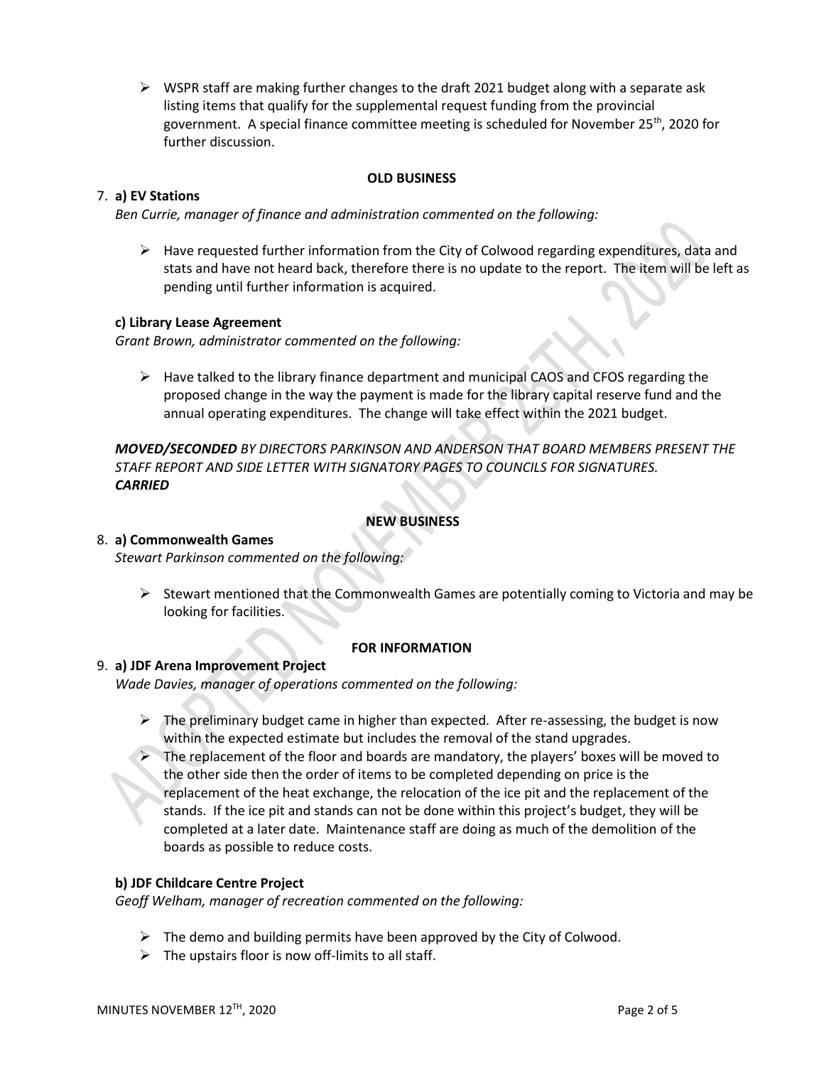- WSPR staff are making further changes to the draft 2021 budget along with a separate ask listing items that qualify for the supplemental request funding from the provincial government. A special finance committee meeting is scheduled for November 25th, 2020 for further discussion.

**OLD BUSINESS**

7. **a) EV Stations**

*Ben Currie, manager of finance and administration commented on the following:*

- Have requested further information from the City of Colwood regarding expenditures, data and stats and have not heard back, therefore there is no update to the report. The item will be left as pending until further information is acquired.

**c) Library Lease Agreement**

*Grant Brown, administrator commented on the following:*

- Have talked to the library finance department and municipal CAOS and CFOS regarding the proposed change in the way the payment is made for the library capital reserve fund and the annual operating expenditures. The change will take effect within the 2021 budget.

***MOVED/SECONDED** BY DIRECTORS PARKINSON AND ANDERSON THAT BOARD MEMBERS PRESENT THE STAFF REPORT AND SIDE LETTER WITH SIGNATORY PAGES TO COUNCILS FOR SIGNATURES.*
***CARRIED***

**NEW BUSINESS**

8. **a) Commonwealth Games**

*Stewart Parkinson commented on the following:*

- Stewart mentioned that the Commonwealth Games are potentially coming to Victoria and may be looking for facilities.

**FOR INFORMATION**

9. **a) JDF Arena Improvement Project**

*Wade Davies, manager of operations commented on the following:*

- The preliminary budget came in higher than expected. After re-assessing, the budget is now within the expected estimate but includes the removal of the stand upgrades.
- The replacement of the floor and boards are mandatory, the players' boxes will be moved to the other side then the order of items to be completed depending on price is the replacement of the heat exchange, the relocation of the ice pit and the replacement of the stands. If the ice pit and stands can not be done within this project's budget, they will be completed at a later date. Maintenance staff are doing as much of the demolition of the boards as possible to reduce costs.

**b) JDF Childcare Centre Project**

*Geoff Welham, manager of recreation commented on the following:*

- The demo and building permits have been approved by the City of Colwood.
- The upstairs floor is now off-limits to all staff.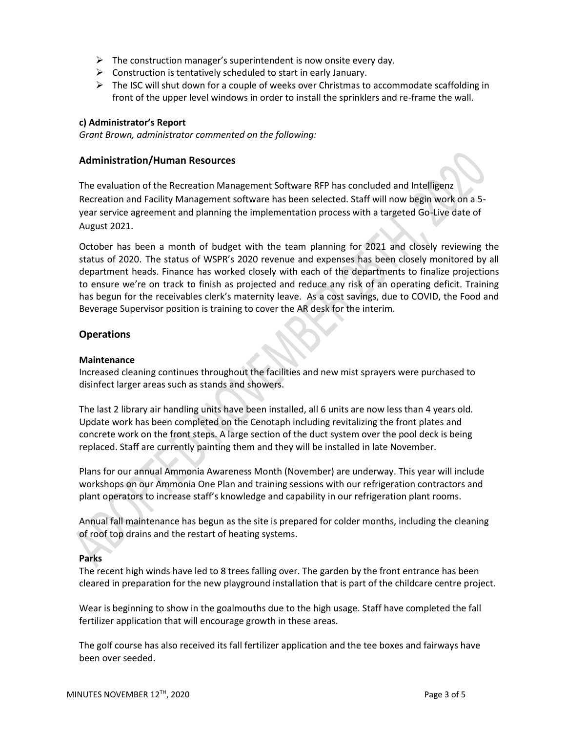- The construction manager's superintendent is now onsite every day.
- Construction is tentatively scheduled to start in early January.
- The ISC will shut down for a couple of weeks over Christmas to accommodate scaffolding in front of the upper level windows in order to install the sprinklers and re-frame the wall.

**c) Administrator's Report**

*Grant Brown, administrator commented on the following:*

## Administration/Human Resources

The evaluation of the Recreation Management Software RFP has concluded and Intelligenz Recreation and Facility Management software has been selected. Staff will now begin work on a 5-year service agreement and planning the implementation process with a targeted Go-Live date of August 2021.

October has been a month of budget with the team planning for 2021 and closely reviewing the status of 2020. The status of WSPR's 2020 revenue and expenses has been closely monitored by all department heads. Finance has worked closely with each of the departments to finalize projections to ensure we're on track to finish as projected and reduce any risk of an operating deficit. Training has begun for the receivables clerk's maternity leave. As a cost savings, due to COVID, the Food and Beverage Supervisor position is training to cover the AR desk for the interim.

## Operations

**Maintenance**

Increased cleaning continues throughout the facilities and new mist sprayers were purchased to disinfect larger areas such as stands and showers.

The last 2 library air handling units have been installed, all 6 units are now less than 4 years old. Update work has been completed on the Cenotaph including revitalizing the front plates and concrete work on the front steps. A large section of the duct system over the pool deck is being replaced. Staff are currently painting them and they will be installed in late November.

Plans for our annual Ammonia Awareness Month (November) are underway. This year will include workshops on our Ammonia One Plan and training sessions with our refrigeration contractors and plant operators to increase staff's knowledge and capability in our refrigeration plant rooms.

Annual fall maintenance has begun as the site is prepared for colder months, including the cleaning of roof top drains and the restart of heating systems.

**Parks**

The recent high winds have led to 8 trees falling over. The garden by the front entrance has been cleared in preparation for the new playground installation that is part of the childcare centre project.

Wear is beginning to show in the goalmouths due to the high usage. Staff have completed the fall fertilizer application that will encourage growth in these areas.

The golf course has also received its fall fertilizer application and the tee boxes and fairways have been over seeded.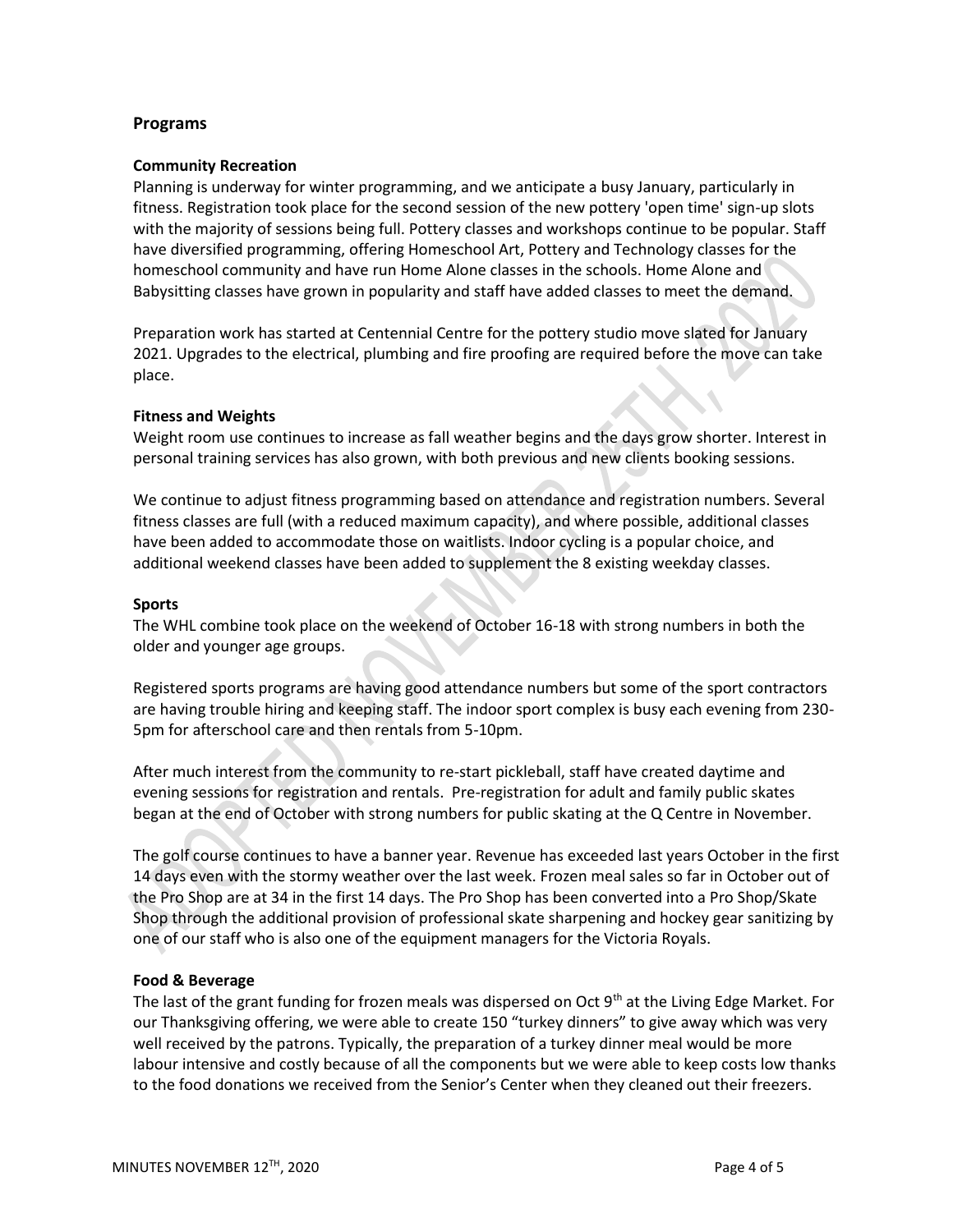## Programs

### Community Recreation

Planning is underway for winter programming, and we anticipate a busy January, particularly in fitness. Registration took place for the second session of the new pottery 'open time' sign-up slots with the majority of sessions being full. Pottery classes and workshops continue to be popular. Staff have diversified programming, offering Homeschool Art, Pottery and Technology classes for the homeschool community and have run Home Alone classes in the schools. Home Alone and Babysitting classes have grown in popularity and staff have added classes to meet the demand.

Preparation work has started at Centennial Centre for the pottery studio move slated for January 2021. Upgrades to the electrical, plumbing and fire proofing are required before the move can take place.

### Fitness and Weights

Weight room use continues to increase as fall weather begins and the days grow shorter. Interest in personal training services has also grown, with both previous and new clients booking sessions.

We continue to adjust fitness programming based on attendance and registration numbers. Several fitness classes are full (with a reduced maximum capacity), and where possible, additional classes have been added to accommodate those on waitlists. Indoor cycling is a popular choice, and additional weekend classes have been added to supplement the 8 existing weekday classes.

### Sports

The WHL combine took place on the weekend of October 16-18 with strong numbers in both the older and younger age groups.

Registered sports programs are having good attendance numbers but some of the sport contractors are having trouble hiring and keeping staff. The indoor sport complex is busy each evening from 230-5pm for afterschool care and then rentals from 5-10pm.

After much interest from the community to re-start pickleball, staff have created daytime and evening sessions for registration and rentals. Pre-registration for adult and family public skates began at the end of October with strong numbers for public skating at the Q Centre in November.

The golf course continues to have a banner year. Revenue has exceeded last years October in the first 14 days even with the stormy weather over the last week. Frozen meal sales so far in October out of the Pro Shop are at 34 in the first 14 days. The Pro Shop has been converted into a Pro Shop/Skate Shop through the additional provision of professional skate sharpening and hockey gear sanitizing by one of our staff who is also one of the equipment managers for the Victoria Royals.

### Food & Beverage

The last of the grant funding for frozen meals was dispersed on Oct 9th at the Living Edge Market. For our Thanksgiving offering, we were able to create 150 "turkey dinners" to give away which was very well received by the patrons. Typically, the preparation of a turkey dinner meal would be more labour intensive and costly because of all the components but we were able to keep costs low thanks to the food donations we received from the Senior's Center when they cleaned out their freezers.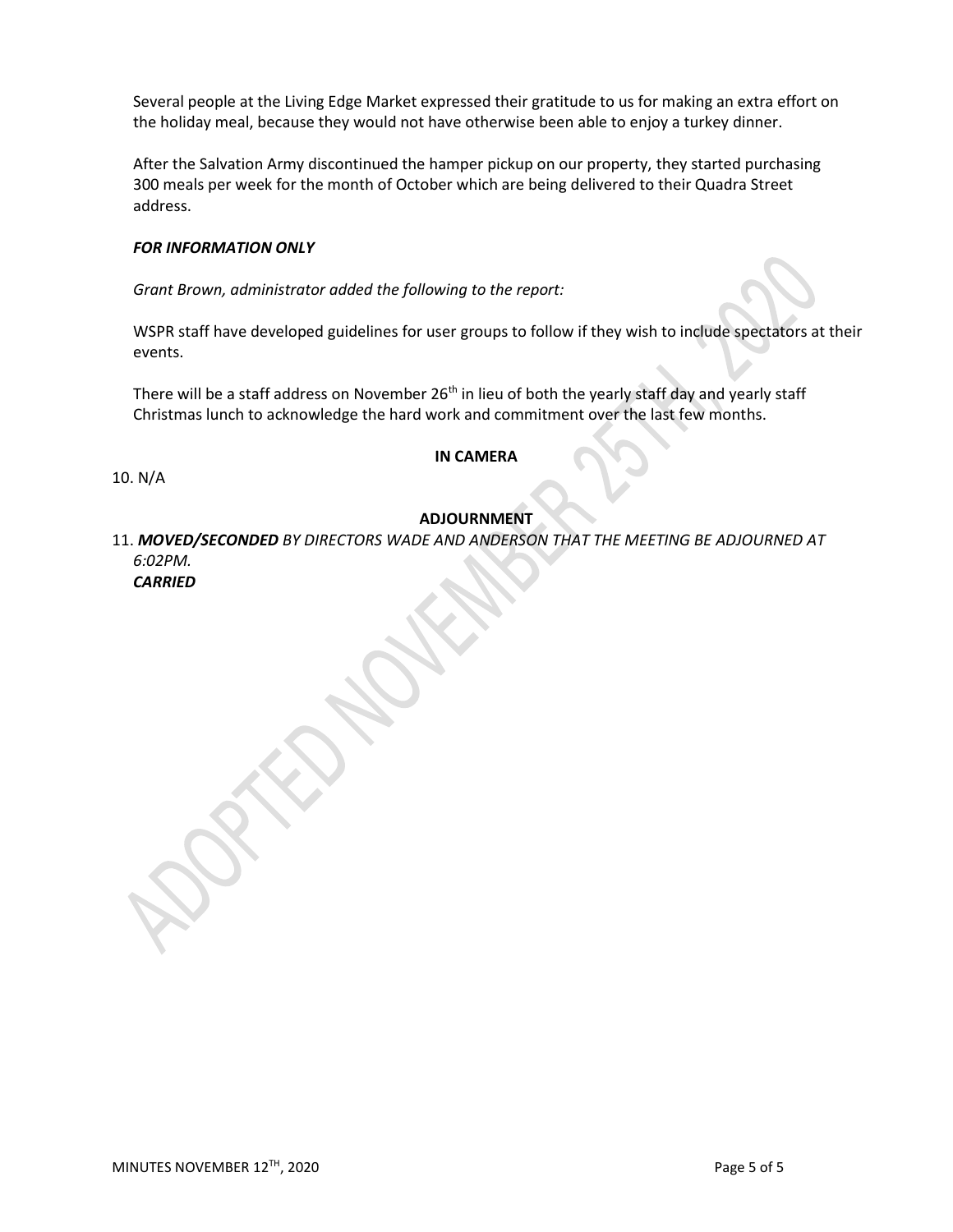Several people at the Living Edge Market expressed their gratitude to us for making an extra effort on the holiday meal, because they would not have otherwise been able to enjoy a turkey dinner.

After the Salvation Army discontinued the hamper pickup on our property, they started purchasing 300 meals per week for the month of October which are being delivered to their Quadra Street address.

***FOR INFORMATION ONLY***

*Grant Brown, administrator added the following to the report:*

WSPR staff have developed guidelines for user groups to follow if they wish to include spectators at their events.

There will be a staff address on November 26th in lieu of both the yearly staff day and yearly staff Christmas lunch to acknowledge the hard work and commitment over the last few months.

**IN CAMERA**

10. N/A

**ADJOURNMENT**

11. ***MOVED/SECONDED*** *BY DIRECTORS WADE AND ANDERSON THAT THE MEETING BE ADJOURNED AT 6:02PM.*
***CARRIED***

ADOPTED NOVEMBER 25TH, 2020